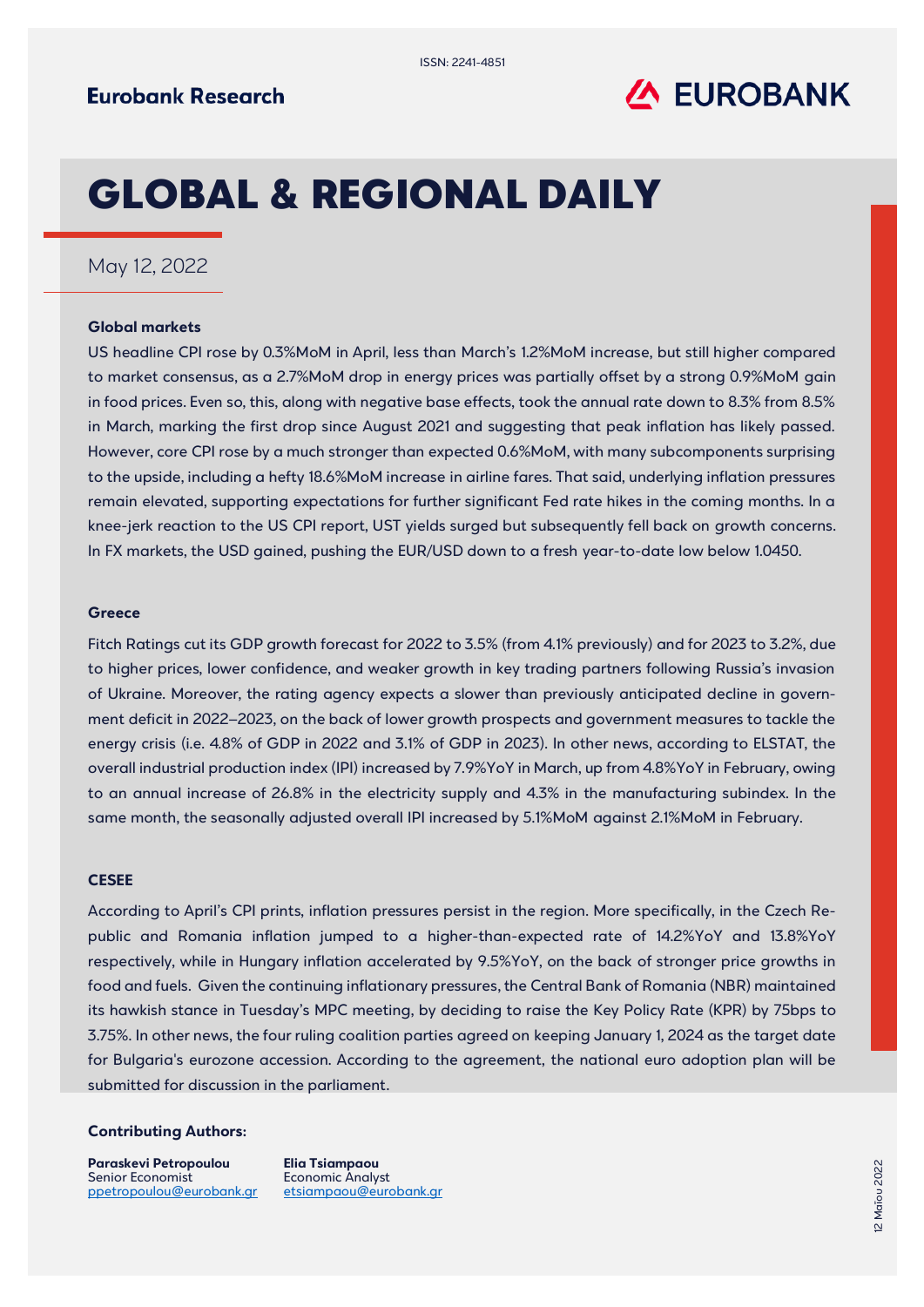ISSN: 2241-4851

Eurobank Research

EUROBANK

# GLOBAL & REGIONAL DAILY

May 12, 2022

### Global markets

US headline CPI rose by 0.3%MoM in April, less than March's 1.2%MoM increase, but still higher compared to market consensus, as a 2.7%MoM drop in energy prices was partially offset by a strong 0.9%MoM gain in food prices. Even so, this, along with negative base effects, took the annual rate down to 8.3% from 8.5% in March, marking the first drop since August 2021 and suggesting that peak inflation has likely passed. However, core CPI rose by a much stronger than expected 0.6%MoM, with many subcomponents surprising to the upside, including a hefty 18.6%MoM increase in airline fares. That said, underlying inflation pressures remain elevated, supporting expectations for further significant Fed rate hikes in the coming months. In a knee-jerk reaction to the US CPI report, UST yields surged but subsequently fell back on growth concerns. In FX markets, the USD gained, pushing the EUR/USD down to a fresh year-to-date low below 1.0450.

### Greece

Fitch Ratings cut its GDP growth forecast for 2022 to 3.5% (from 4.1% previously) and for 2023 to 3.2%, due to higher prices, lower confidence, and weaker growth in key trading partners following Russia's invasion of Ukraine. Moreover, the rating agency expects a slower than previously anticipated decline in government deficit in 2022–2023, on the back of lower growth prospects and government measures to tackle the energy crisis (i.e. 4.8% of GDP in 2022 and 3.1% of GDP in 2023). In other news, according to ELSTAT, the overall industrial production index (IPI) increased by 7.9%YoY in March, up from 4.8%YoY in February, owing to an annual increase of 26.8% in the electricity supply and 4.3% in the manufacturing subindex. In the same month, the seasonally adjusted overall IPI increased by 5.1%MoM against 2.1%MoM in February.

### CESEE

According to April's CPI prints, inflation pressures persist in the region. More specifically, in the Czech Republic and Romania inflation jumped to a higher-than-expected rate of 14.2%YoY and 13.8%YoY respectively, while in Hungary inflation accelerated by 9.5%YoY, on the back of stronger price growths in food and fuels. Given the continuing inflationary pressures, the Central Bank of Romania (NBR) maintained its hawkish stance in Tuesday's MPC meeting, by deciding to raise the Key Policy Rate (KPR) by 75bps to 3.75%. In other news, the four ruling coalition parties agreed on keeping January 1, 2024 as the target date for Bulgaria's eurozone accession. According to the agreement, the national euro adoption plan will be submitted for discussion in the parliament.

**Contributing Authors:**

**Paraskevi Petropoulou**
Senior Economist
ppetropoulou@eurobank.gr

**Elia Tsiampaou**
Economic Analyst
etsiampaou@eurobank.gr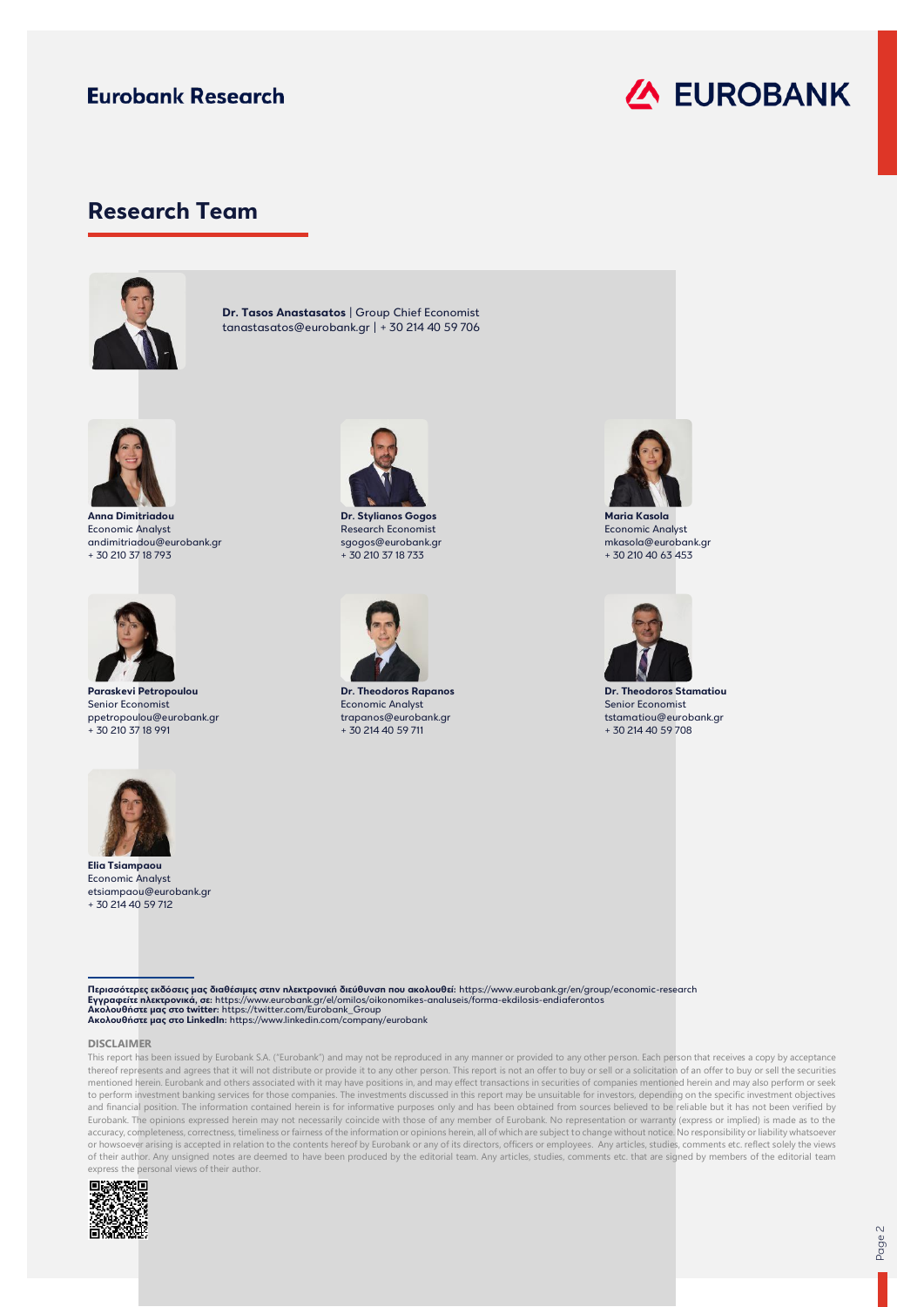**Eurobank Research**

**EUROBANK**

## Research Team

**Dr. Tasos Anastasatos** | Group Chief Economist
tanastasatos@eurobank.gr | + 30 214 40 59 706

**Anna Dimitriadou**
Economic Analyst
andimitriadou@eurobank.gr
+ 30 210 37 18 793

**Dr. Stylianos Gogos**
Research Economist
sgogos@eurobank.gr
+ 30 210 37 18 733

**Maria Kasola**
Economic Analyst
mkasola@eurobank.gr
+ 30 210 40 63 453

**Paraskevi Petropoulou**
Senior Economist
ppetropoulou@eurobank.gr
+ 30 210 37 18 991

**Dr. Theodoros Rapanos**
Economic Analyst
trapanos@eurobank.gr
+ 30 214 40 59 711

**Dr. Theodoros Stamatiou**
Senior Economist
tstamatiou@eurobank.gr
+ 30 214 40 59 708

**Elia Tsiampaou**
Economic Analyst
etsiampaou@eurobank.gr
+ 30 214 40 59 712

**Περισσότερες εκδόσεις μας διαθέσιμες στην ηλεκτρονική διεύθυνση που ακολουθεί:** https://www.eurobank.gr/en/group/economic-research
**Εγγραφείτε ηλεκτρονικά, σε:** https://www.eurobank.gr/el/omilos/oikonomikes-analuseis/forma-ekdilosis-endiaferontos
**Ακολουθήστε μας στο twitter:** https://twitter.com/Eurobank_Group
**Ακολουθήστε μας στο LinkedIn:** https://www.linkedin.com/company/eurobank

**DISCLAIMER**

This report has been issued by Eurobank S.A. ("Eurobank") and may not be reproduced in any manner or provided to any other person. Each person that receives a copy by acceptance thereof represents and agrees that it will not distribute or provide it to any other person. This report is not an offer to buy or sell or a solicitation of an offer to buy or sell the securities mentioned herein. Eurobank and others associated with it may have positions in, and may effect transactions in securities of companies mentioned herein and may also perform or seek to perform investment banking services for those companies. The investments discussed in this report may be unsuitable for investors, depending on the specific investment objectives and financial position. The information contained herein is for informative purposes only and has been obtained from sources believed to be reliable but it has not been verified by Eurobank. The opinions expressed herein may not necessarily coincide with those of any member of Eurobank. No representation or warranty (express or implied) is made as to the accuracy, completeness, correctness, timeliness or fairness of the information or opinions herein, all of which are subject to change without notice. No responsibility or liability whatsoever or howsoever arising is accepted in relation to the contents hereof by Eurobank or any of its directors, officers or employees. Any articles, studies, comments etc. reflect solely the views of their author. Any unsigned notes are deemed to have been produced by the editorial team. Any articles, studies, comments etc. that are signed by members of the editorial team express the personal views of their author.